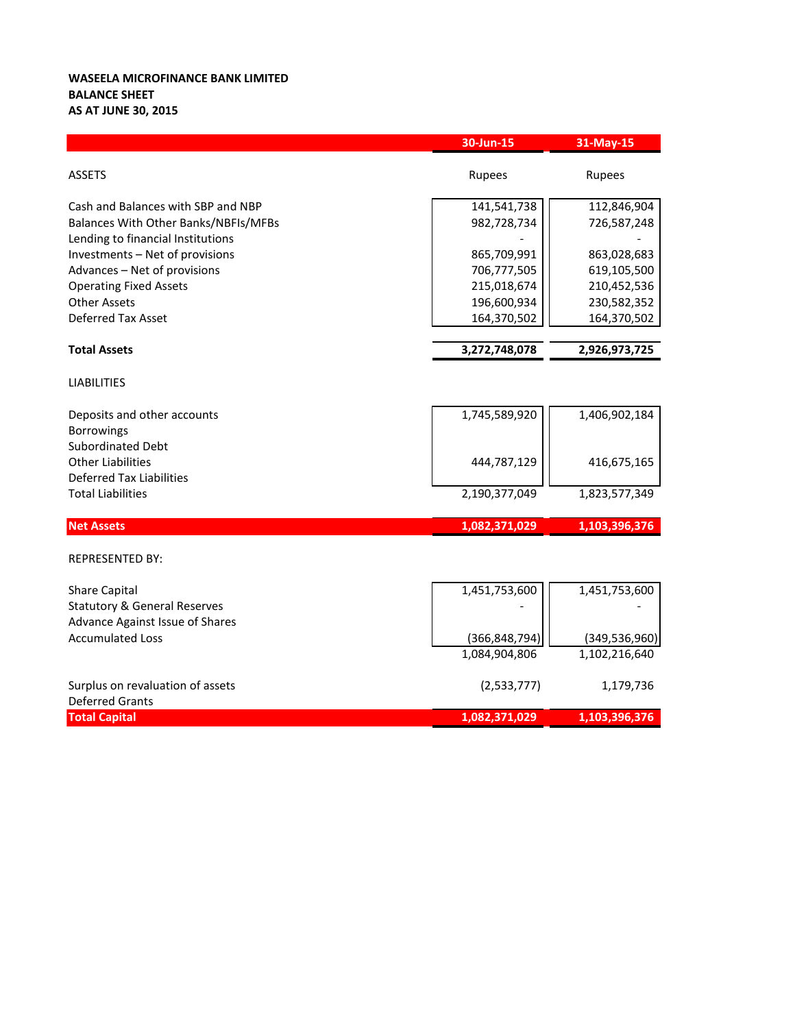**WASEELA MICROFINANCE BANK LIMITED**
**BALANCE SHEET**
**AS AT JUNE 30, 2015**

| | 30-Jun-15 | 31-May-15 |
|---|---|---|
| ASSETS | Rupees | Rupees |
| Cash and Balances with SBP and NBP | 141,541,738 | 112,846,904 |
| Balances With Other Banks/NBFIs/MFBs | 982,728,734 | 726,587,248 |
| Lending to financial Institutions | - | - |
| Investments – Net of provisions | 865,709,991 | 863,028,683 |
| Advances – Net of provisions | 706,777,505 | 619,105,500 |
| Operating Fixed Assets | 215,018,674 | 210,452,536 |
| Other Assets | 196,600,934 | 230,582,352 |
| Deferred Tax Asset | 164,370,502 | 164,370,502 |
| **Total Assets** | **3,272,748,078** | **2,926,973,725** |
| LIABILITIES | | |
| Deposits and other accounts | 1,745,589,920 | 1,406,902,184 |
| Borrowings | | |
| Subordinated Debt | | |
| Other Liabilities | 444,787,129 | 416,675,165 |
| Deferred Tax Liabilities | | |
| Total Liabilities | 2,190,377,049 | 1,823,577,349 |
| **Net Assets** | **1,082,371,029** | **1,103,396,376** |
| REPRESENTED BY: | | |
| Share Capital | 1,451,753,600 | 1,451,753,600 |
| Statutory & General Reserves | - | - |
| Advance Against Issue of Shares | | |
| Accumulated Loss | (366,848,794) | (349,536,960) |
| | 1,084,904,806 | 1,102,216,640 |
| Surplus on revaluation of assets | (2,533,777) | 1,179,736 |
| Deferred Grants | | |
| **Total Capital** | **1,082,371,029** | **1,103,396,376** |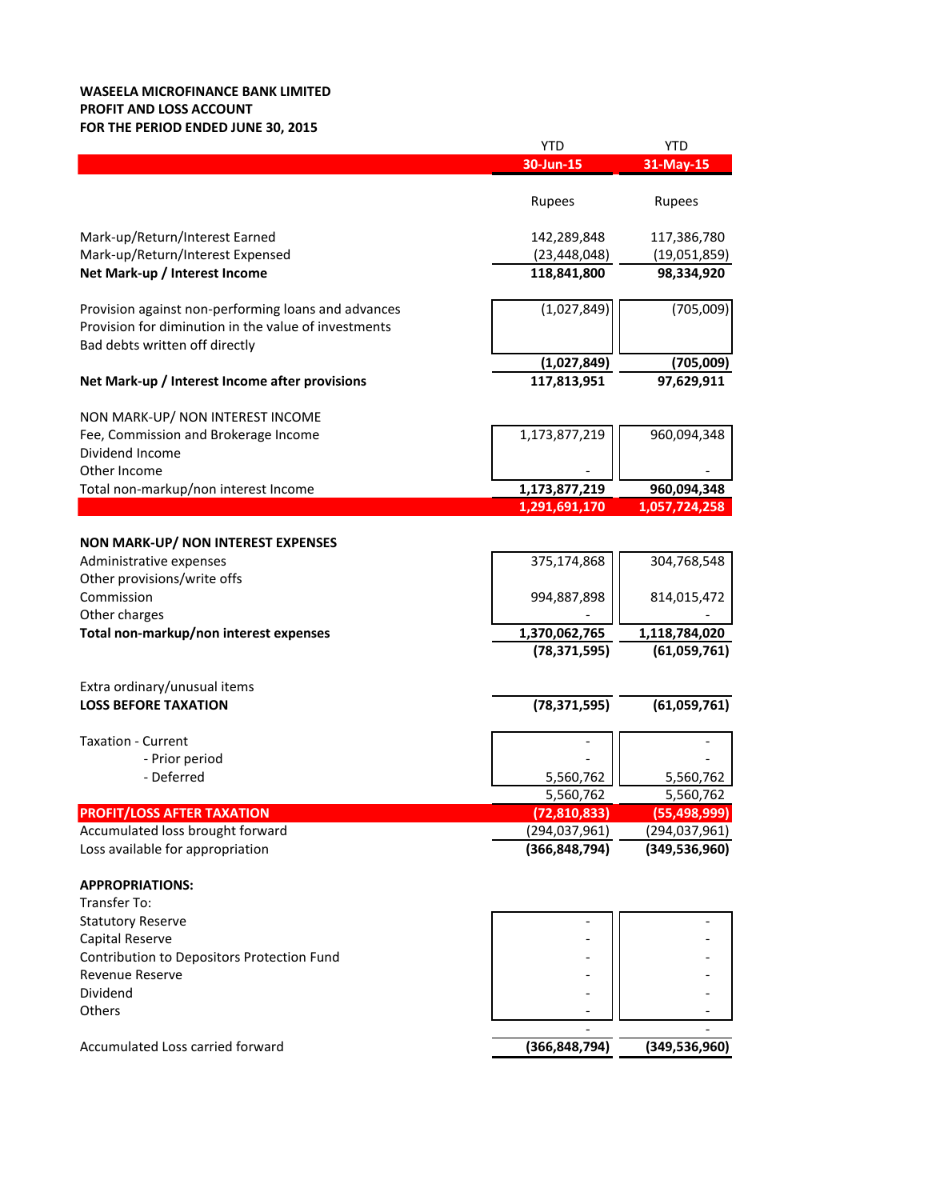**WASEELA MICROFINANCE BANK LIMITED**
**PROFIT AND LOSS ACCOUNT**
**FOR THE PERIOD ENDED JUNE 30, 2015**

| | YTD<br>30-Jun-15 | YTD<br>31-May-15 |
|---|---|---|
| | Rupees | Rupees |
| Mark-up/Return/Interest Earned | 142,289,848 | 117,386,780 |
| Mark-up/Return/Interest Expensed | (23,448,048) | (19,051,859) |
| **Net Mark-up / Interest Income** | **118,841,800** | **98,334,920** |
| Provision against non-performing loans and advances | (1,027,849) | (705,009) |
| Provision for diminution in the value of investments | | |
| Bad debts written off directly | | |
| | **(1,027,849)** | **(705,009)** |
| **Net Mark-up / Interest Income after provisions** | **117,813,951** | **97,629,911** |
| NON MARK-UP/ NON INTEREST INCOME | | |
| Fee, Commission and Brokerage Income | 1,173,877,219 | 960,094,348 |
| Dividend Income | | |
| Other Income | - | - |
| Total non-markup/non interest Income | **1,173,877,219** | **960,094,348** |
| | **1,291,691,170** | **1,057,724,258** |
| **NON MARK-UP/ NON INTEREST EXPENSES** | | |
| Administrative expenses | 375,174,868 | 304,768,548 |
| Other provisions/write offs | | |
| Commission | 994,887,898 | 814,015,472 |
| Other charges | - | - |
| **Total non-markup/non interest expenses** | **1,370,062,765** | **1,118,784,020** |
| | **(78,371,595)** | **(61,059,761)** |
| Extra ordinary/unusual items | | |
| **LOSS BEFORE TAXATION** | **(78,371,595)** | **(61,059,761)** |
| Taxation - Current | - | - |
| - Prior period | - | - |
| - Deferred | 5,560,762 | 5,560,762 |
| | 5,560,762 | 5,560,762 |
| **PROFIT/LOSS AFTER TAXATION** | **(72,810,833)** | **(55,498,999)** |
| Accumulated loss brought forward | (294,037,961) | (294,037,961) |
| Loss available for appropriation | **(366,848,794)** | **(349,536,960)** |
| **APPROPRIATIONS:** | | |
| Transfer To: | | |
| Statutory Reserve | - | - |
| Capital Reserve | - | - |
| Contribution to Depositors Protection Fund | - | - |
| Revenue Reserve | - | - |
| Dividend | - | - |
| Others | - | - |
| | - | - |
| Accumulated Loss carried forward | **(366,848,794)** | **(349,536,960)** |